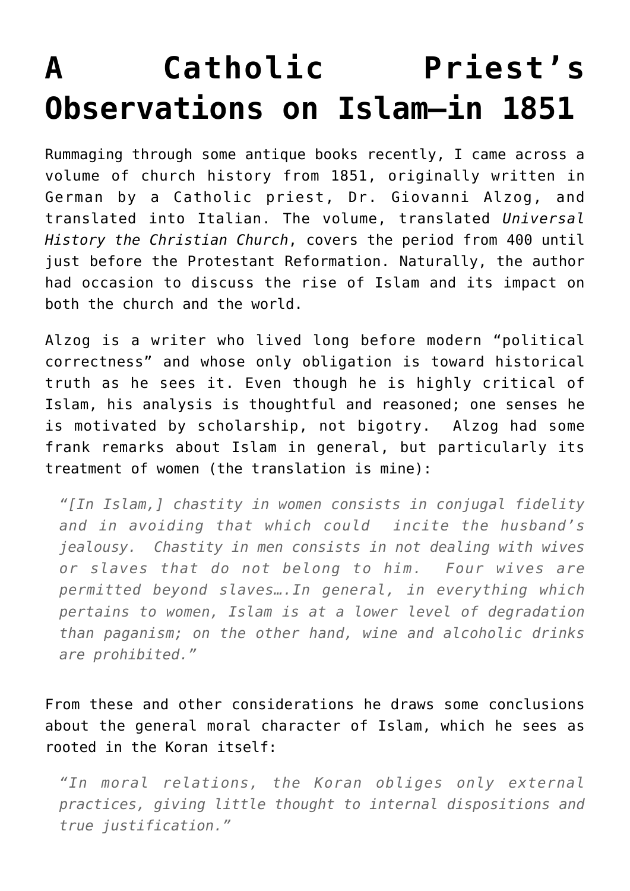# A Catholic Priest's Observations on Islam—in 1851

Rummaging through some antique books recently, I came across a volume of church history from 1851, originally written in German by a Catholic priest, Dr. Giovanni Alzog, and translated into Italian. The volume, translated *Universal History the Christian Church*, covers the period from 400 until just before the Protestant Reformation. Naturally, the author had occasion to discuss the rise of Islam and its impact on both the church and the world.

Alzog is a writer who lived long before modern "political correctness" and whose only obligation is toward historical truth as he sees it. Even though he is highly critical of Islam, his analysis is thoughtful and reasoned; one senses he is motivated by scholarship, not bigotry. Alzog had some frank remarks about Islam in general, but particularly its treatment of women (the translation is mine):

> *"[In Islam,] chastity in women consists in conjugal fidelity and in avoiding that which could incite the husband's jealousy. Chastity in men consists in not dealing with wives or slaves that do not belong to him. Four wives are permitted beyond slaves….In general, in everything which pertains to women, Islam is at a lower level of degradation than paganism; on the other hand, wine and alcoholic drinks are prohibited."*

From these and other considerations he draws some conclusions about the general moral character of Islam, which he sees as rooted in the Koran itself:

> *"In moral relations, the Koran obliges only external practices, giving little thought to internal dispositions and true justification."*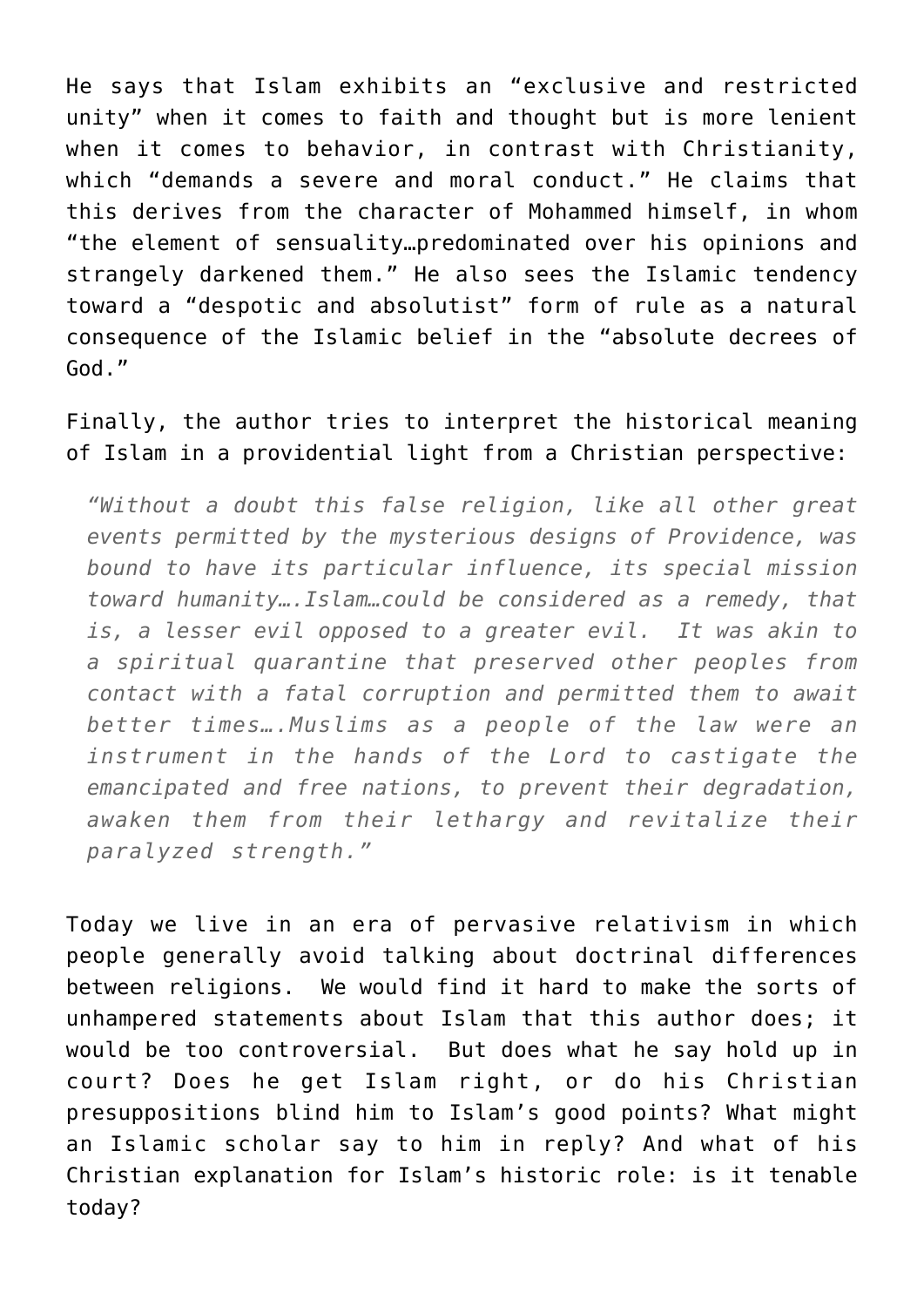He says that Islam exhibits an "exclusive and restricted unity" when it comes to faith and thought but is more lenient when it comes to behavior, in contrast with Christianity, which "demands a severe and moral conduct." He claims that this derives from the character of Mohammed himself, in whom "the element of sensuality…predominated over his opinions and strangely darkened them." He also sees the Islamic tendency toward a "despotic and absolutist" form of rule as a natural consequence of the Islamic belief in the "absolute decrees of God."

Finally, the author tries to interpret the historical meaning of Islam in a providential light from a Christian perspective:

> *"Without a doubt this false religion, like all other great events permitted by the mysterious designs of Providence, was bound to have its particular influence, its special mission toward humanity….Islam…could be considered as a remedy, that is, a lesser evil opposed to a greater evil. It was akin to a spiritual quarantine that preserved other peoples from contact with a fatal corruption and permitted them to await better times….Muslims as a people of the law were an instrument in the hands of the Lord to castigate the emancipated and free nations, to prevent their degradation, awaken them from their lethargy and revitalize their paralyzed strength."*

Today we live in an era of pervasive relativism in which people generally avoid talking about doctrinal differences between religions. We would find it hard to make the sorts of unhampered statements about Islam that this author does; it would be too controversial. But does what he say hold up in court? Does he get Islam right, or do his Christian presuppositions blind him to Islam's good points? What might an Islamic scholar say to him in reply? And what of his Christian explanation for Islam's historic role: is it tenable today?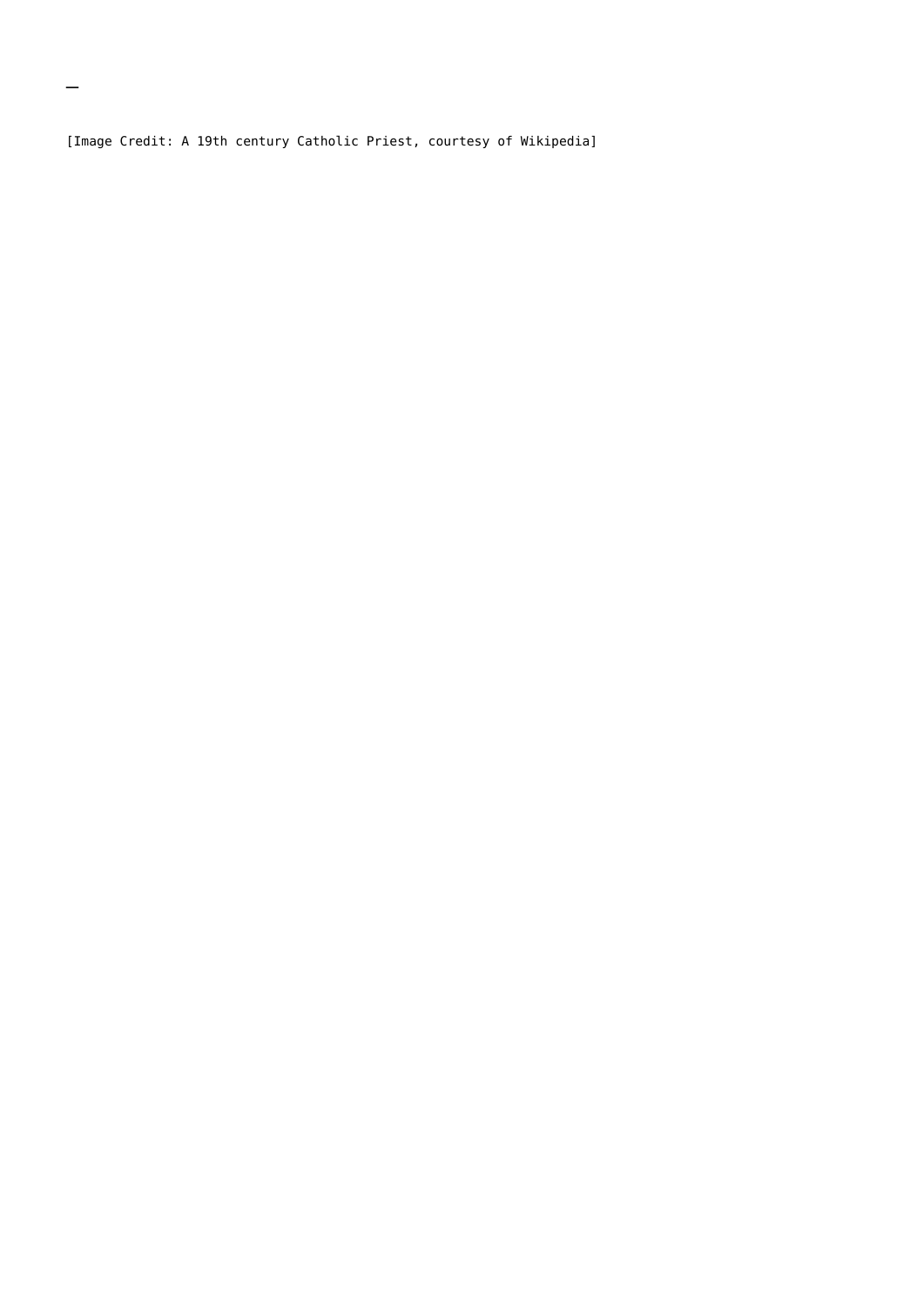—

[Image Credit: A 19th century Catholic Priest, courtesy of Wikipedia]